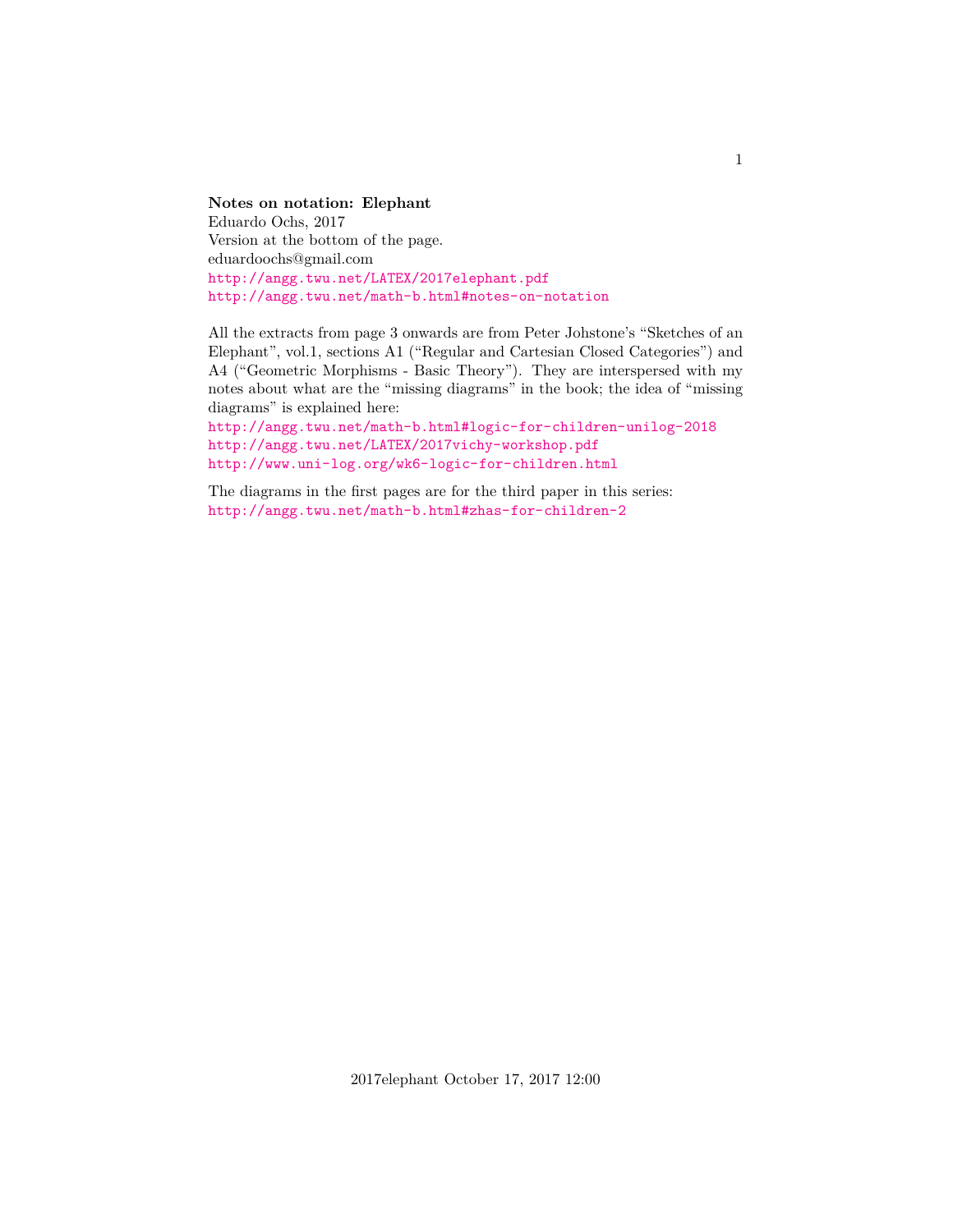**Notes on notation: Elephant**
Eduardo Ochs, 2017
Version at the bottom of the page.
eduardoochs@gmail.com
http://angg.twu.net/LATEX/2017elephant.pdf
http://angg.twu.net/math-b.html#notes-on-notation

All the extracts from page 3 onwards are from Peter Johstone's "Sketches of an Elephant", vol.1, sections A1 ("Regular and Cartesian Closed Categories") and A4 ("Geometric Morphisms - Basic Theory"). They are interspersed with my notes about what are the "missing diagrams" in the book; the idea of "missing diagrams" is explained here:
http://angg.twu.net/math-b.html#logic-for-children-unilog-2018
http://angg.twu.net/LATEX/2017vichy-workshop.pdf
http://www.uni-log.org/wk6-logic-for-children.html

The diagrams in the first pages are for the third paper in this series:
http://angg.twu.net/math-b.html#zhas-for-children-2

2017elephant October 17, 2017 12:00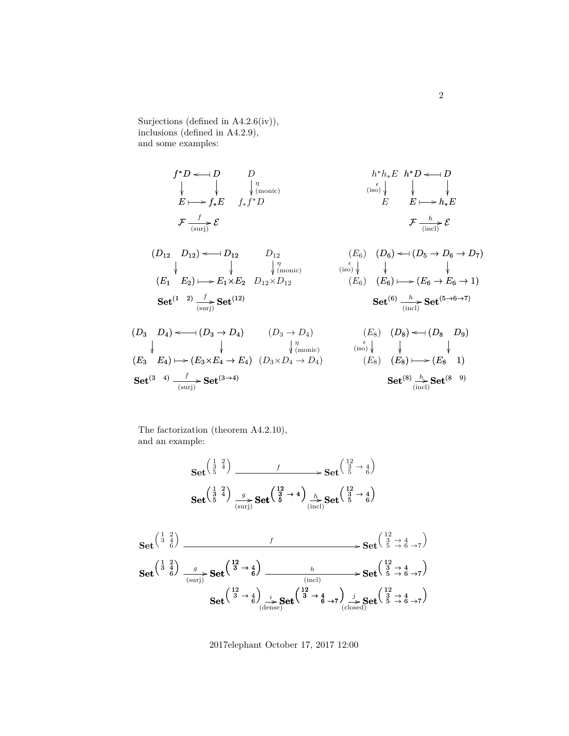Surjections (defined in A4.2.6(iv)),
inclusions (defined in A4.2.9),
and some examples:

$$
\begin{array}{ccc}
f^*D & \longleftarrow\!\mid & D \\
\downarrow & & \downarrow \\
E & \longmapsto & f_*E
\end{array}
\qquad
\begin{array}{c}
D \\
\downarrow \eta \ \text{(monic)} \\
f_*f^*D
\end{array}
\qquad\qquad
\begin{array}{c}
h^*h_*E \\
\text{(iso)}\ \epsilon \downarrow \\
E
\end{array}
\quad
\begin{array}{ccc}
h^*D & \longleftarrow\!\mid & D \\
\downarrow & & \downarrow \\
E & \longmapsto & h_*E
\end{array}
$$

$$
\mathcal{F} \xrightarrow[\text{(surj)}]{f} \mathcal{E}
\qquad\qquad\qquad
\mathcal{F} \xrightarrow[\text{(incl)}]{h} \mathcal{E}
$$

$$
\begin{array}{ccc}
(D_{12} \quad D_{12}) & \longleftarrow\!\mid & D_{12} \\
\downarrow & & \downarrow \\
(E_1 \quad E_2) & \longmapsto & E_1{\times}E_2
\end{array}
\quad
\begin{array}{c}
D_{12} \\
\downarrow \eta \ \text{(monic)} \\
D_{12}{\times}D_{12}
\end{array}
\qquad
\begin{array}{c}
(E_6) \\
\text{(iso)}\ \epsilon \downarrow \\
(E_6)
\end{array}
\quad
\begin{array}{ccc}
(D_6) & \longleftarrow\!\mid & (D_5 \to D_6 \to D_7) \\
\downarrow & & \downarrow \\
(E_6) & \longmapsto & (E_6 \to E_6 \to 1)
\end{array}
$$

$$
\mathbf{Set}^{(1 \quad 2)} \xrightarrow[\text{(surj)}]{f} \mathbf{Set}^{(12)}
\qquad\qquad
\mathbf{Set}^{(6)} \xrightarrow[\text{(incl)}]{h} \mathbf{Set}^{(5\to 6\to 7)}
$$

$$
\begin{array}{ccc}
(D_3 \quad D_4) & \longleftarrow\!\mid & (D_3 \to D_4) \\
\downarrow & & \downarrow \\
(E_3 \quad E_4) & \longmapsto & (E_3{\times}E_4 \to E_4)
\end{array}
\quad
\begin{array}{c}
(D_3 \to D_4) \\
\downarrow \eta \ \text{(monic)} \\
(D_3{\times}D_4 \to D_4)
\end{array}
\qquad
\begin{array}{c}
(E_8) \\
\text{(iso)}\ \epsilon \downarrow \\
(E_8)
\end{array}
\quad
\begin{array}{ccc}
(D_8) & \longleftarrow\!\mid & (D_8 \quad D_9) \\
\downarrow & & \downarrow \\
(E_8) & \longmapsto & (E_8 \quad 1)
\end{array}
$$

$$
\mathbf{Set}^{(3 \quad 4)} \xrightarrow[\text{(surj)}]{f} \mathbf{Set}^{(3\to 4)}
\qquad\qquad
\mathbf{Set}^{(8)} \xrightarrow[\text{(incl)}]{h} \mathbf{Set}^{(8 \quad 9)}
$$

The factorization (theorem A4.2.10),
and an example:

$$
\mathbf{Set}^{\left(\begin{smallmatrix} 1 & 2 \\ 3 & 4 \\ 5 & \end{smallmatrix}\right)} \xrightarrow{\qquad\qquad f \qquad\qquad} \mathbf{Set}^{\left(\begin{smallmatrix} 12 & & \\ 3 & \to & 4 \\ 5 & & 6 \end{smallmatrix}\right)}
$$

$$
\mathbf{Set}^{\left(\begin{smallmatrix} 1 & 2 \\ 3 & 4 \\ 5 & \end{smallmatrix}\right)} \xrightarrow[\text{(surj)}]{g} \mathbf{Set}^{\left(\begin{smallmatrix} 12 & & \\ 3 & \to & 4 \\ 5 & & \end{smallmatrix}\right)} \xrightarrow[\text{(incl)}]{h} \mathbf{Set}^{\left(\begin{smallmatrix} 12 & & \\ 3 & \to & 4 \\ 5 & & 6 \end{smallmatrix}\right)}
$$

$$
\mathbf{Set}^{\left(\begin{smallmatrix} 1 & 2 \\ 3 & 4 \\ & 6 \end{smallmatrix}\right)} \xrightarrow{\qquad\qquad\qquad\qquad f \qquad\qquad\qquad\qquad} \mathbf{Set}^{\left(\begin{smallmatrix} 12 & & & & \\ 3 & \to & 4 & & \\ 5 & \to & 6 & \to & 7 \end{smallmatrix}\right)}
$$

$$
\mathbf{Set}^{\left(\begin{smallmatrix} 1 & 2 \\ 3 & 4 \\ & 6 \end{smallmatrix}\right)} \xrightarrow[\text{(surj)}]{g} \mathbf{Set}^{\left(\begin{smallmatrix} 12 & & \\ 3 & \to & 4 \\ & & 6 \end{smallmatrix}\right)} \xrightarrow[\text{(incl)}]{\qquad\qquad h \qquad\qquad} \mathbf{Set}^{\left(\begin{smallmatrix} 12 & & & & \\ 3 & \to & 4 & & \\ 5 & \to & 6 & \to & 7 \end{smallmatrix}\right)}
$$

$$
\mathbf{Set}^{\left(\begin{smallmatrix} 12 & & \\ 3 & \to & 4 \\ & & 6 \end{smallmatrix}\right)} \xrightarrow[\text{(dense)}]{i} \mathbf{Set}^{\left(\begin{smallmatrix} 12 & & & & \\ 3 & \to & 4 & & \\ & & 6 & \to & 7 \end{smallmatrix}\right)} \xrightarrow[\text{(closed)}]{j} \mathbf{Set}^{\left(\begin{smallmatrix} 12 & & & & \\ 3 & \to & 4 & & \\ 5 & \to & 6 & \to & 7 \end{smallmatrix}\right)}
$$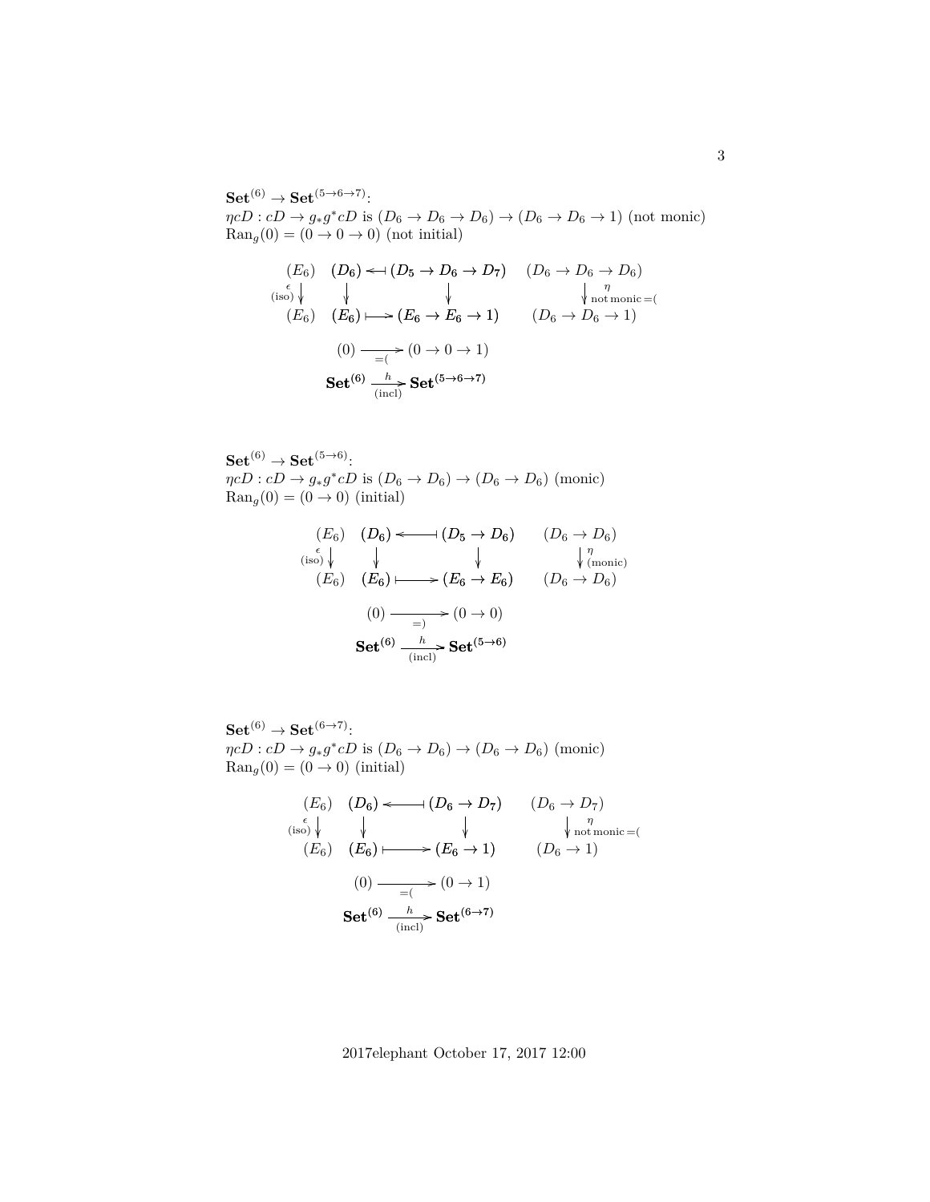$\mathbf{Set}^{(6)} \to \mathbf{Set}^{(5\to 6\to 7)}$:
$\eta cD : cD \to g_* g^* cD$ is $(D_6 \to D_6 \to D_6) \to (D_6 \to D_6 \to 1)$ (not monic)
$\mathrm{Ran}_g(0) = (0 \to 0 \to 0)$ (not initial)

$$
\begin{array}{ccccc}
(E_6) & (D_6) & \longleftarrow\!\!\dashv & (D_5 \to D_6 \to D_7) & (D_6 \to D_6 \to D_6) \\
{\scriptstyle \epsilon\,(\mathrm{iso})}\downarrow & \downarrow & & \downarrow & \downarrow {\scriptstyle \eta \text{ not monic} =(} \\
(E_6) & (E_6) & \longmapsto & (E_6 \to E_6 \to 1) & (D_6 \to D_6 \to 1)
\end{array}
$$

$$(0) \xrightarrow[=(]{} (0 \to 0 \to 1)$$

$$\mathbf{Set}^{(6)} \xrightarrow[\text{(incl)}]{h} \mathbf{Set}^{(5\to 6\to 7)}$$

$\mathbf{Set}^{(6)} \to \mathbf{Set}^{(5\to 6)}$:
$\eta cD : cD \to g_* g^* cD$ is $(D_6 \to D_6) \to (D_6 \to D_6)$ (monic)
$\mathrm{Ran}_g(0) = (0 \to 0)$ (initial)

$$
\begin{array}{ccccc}
(E_6) & (D_6) & \longleftarrow\!\!\dashv & (D_5 \to D_6) & (D_6 \to D_6) \\
{\scriptstyle \epsilon\,(\mathrm{iso})}\downarrow & \downarrow & & \downarrow & \downarrow {\scriptstyle \eta\,(\text{monic})} \\
(E_6) & (E_6) & \longmapsto & (E_6 \to E_6) & (D_6 \to D_6)
\end{array}
$$

$$(0) \xrightarrow[=)]{} (0 \to 0)$$

$$\mathbf{Set}^{(6)} \xrightarrow[\text{(incl)}]{h} \mathbf{Set}^{(5\to 6)}$$

$\mathbf{Set}^{(6)} \to \mathbf{Set}^{(6\to 7)}$:
$\eta cD : cD \to g_* g^* cD$ is $(D_6 \to D_6) \to (D_6 \to D_6)$ (monic)
$\mathrm{Ran}_g(0) = (0 \to 0)$ (initial)

$$
\begin{array}{ccccc}
(E_6) & (D_6) & \longleftarrow\!\!\dashv & (D_6 \to D_7) & (D_6 \to D_7) \\
{\scriptstyle \epsilon\,(\mathrm{iso})}\downarrow & \downarrow & & \downarrow & \downarrow {\scriptstyle \eta \text{ not monic} =(} \\
(E_6) & (E_6) & \longmapsto & (E_6 \to 1) & (D_6 \to 1)
\end{array}
$$

$$(0) \xrightarrow[=(]{} (0 \to 1)$$

$$\mathbf{Set}^{(6)} \xrightarrow[\text{(incl)}]{h} \mathbf{Set}^{(6\to 7)}$$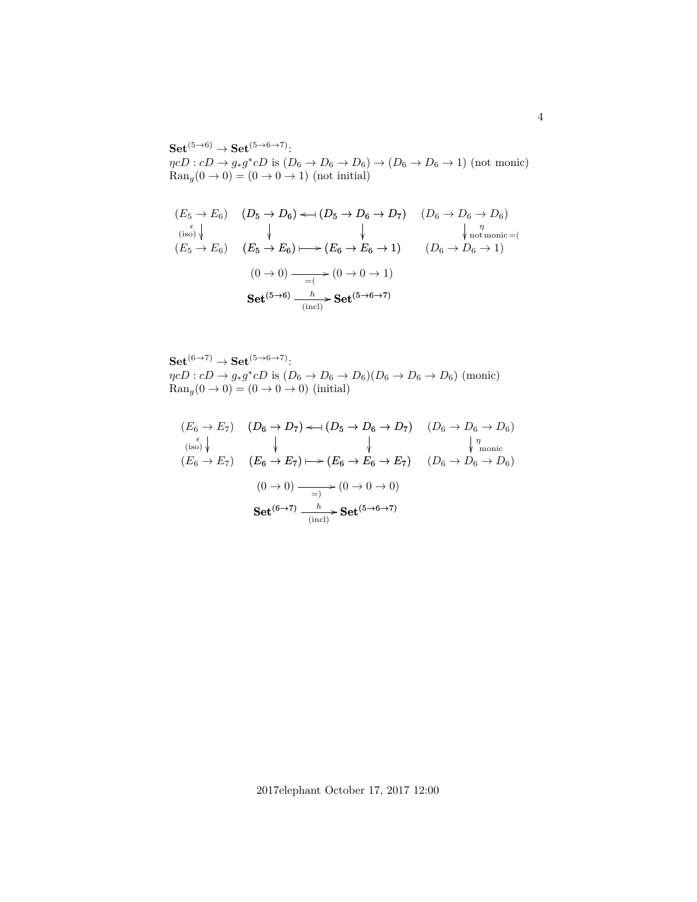$\mathbf{Set}^{(5\to 6)} \to \mathbf{Set}^{(5\to 6\to 7)}$:
$\eta cD : cD \to g_* g^* cD$ is $(D_6 \to D_6 \to D_6) \to (D_6 \to D_6 \to 1)$ (not monic)
$\mathrm{Ran}_g(0 \to 0) = (0 \to 0 \to 1)$ (not initial)

$$
\begin{array}{cccc}
(E_5 \to E_6) & (D_5 \to D_6) \longleftarrow\!\shortmid (D_5 \to D_6 \to D_7) & & (D_6 \to D_6 \to D_6) \\
{\scriptstyle \epsilon\,(\mathrm{iso})} \downarrow & \downarrow \qquad\qquad\qquad \downarrow & & \downarrow {\scriptstyle \eta\ \text{not monic} =(} \\
(E_5 \to E_6) & (E_5 \to E_6) \longmapsto (E_6 \to E_6 \to 1) & & (D_6 \to D_6 \to 1)
\end{array}
$$

$$
(0 \to 0) \xrightarrow[=(]{} (0 \to 0 \to 1)
$$

$$
\mathbf{Set}^{(5\to 6)} \xrightarrow[\text{(incl)}]{h} \mathbf{Set}^{(5\to 6\to 7)}
$$

$\mathbf{Set}^{(6\to 7)} \to \mathbf{Set}^{(5\to 6\to 7)}$:
$\eta cD : cD \to g_* g^* cD$ is $(D_6 \to D_6 \to D_6)(D_6 \to D_6 \to D_6)$ (monic)
$\mathrm{Ran}_g(0 \to 0) = (0 \to 0 \to 0)$ (initial)

$$
\begin{array}{cccc}
(E_6 \to E_7) & (D_6 \to D_7) \longleftarrow\!\shortmid (D_5 \to D_6 \to D_7) & & (D_6 \to D_6 \to D_6) \\
{\scriptstyle \epsilon\,(\mathrm{iso})} \downarrow & \downarrow \qquad\qquad\qquad \downarrow & & \downarrow {\scriptstyle \eta\ \text{monic}} \\
(E_6 \to E_7) & (E_6 \to E_7) \longmapsto (E_6 \to E_6 \to E_7) & & (D_6 \to D_6 \to D_6)
\end{array}
$$

$$
(0 \to 0) \xrightarrow[=)]{} (0 \to 0 \to 0)
$$

$$
\mathbf{Set}^{(6\to 7)} \xrightarrow[\text{(incl)}]{h} \mathbf{Set}^{(5\to 6\to 7)}
$$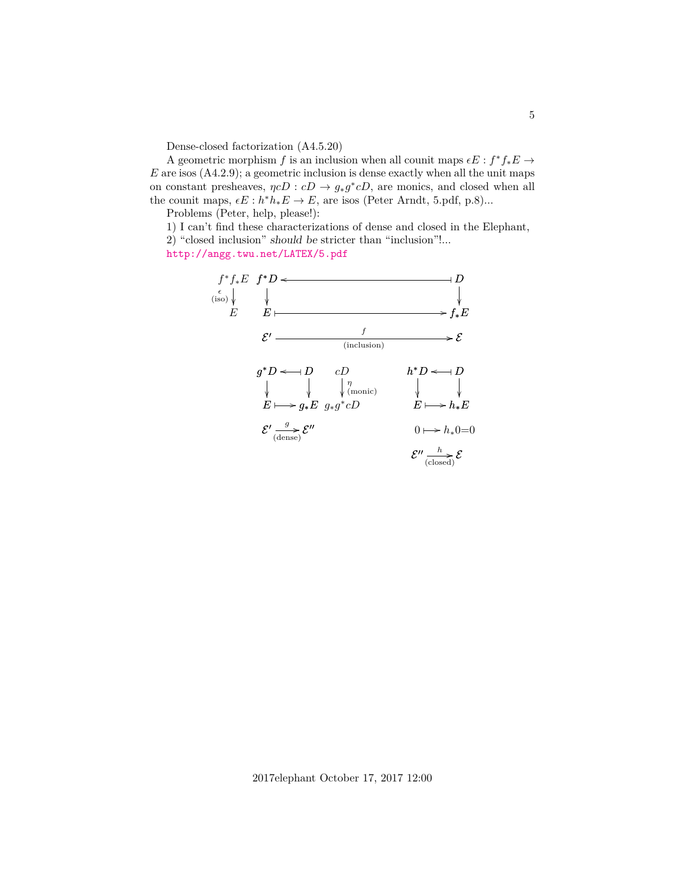Dense-closed factorization (A4.5.20)

A geometric morphism $f$ is an inclusion when all counit maps $\epsilon E : f^*f_*E \to E$ are isos (A4.2.9); a geometric inclusion is dense exactly when all the unit maps on constant presheaves, $\eta cD : cD \to g_*g^*cD$, are monics, and closed when all the counit maps, $\epsilon E : h^*h_*E \to E$, are isos (Peter Arndt, 5.pdf, p.8)...

Problems (Peter, help, please!):

1) I can't find these characterizations of dense and closed in the Elephant,

2) "closed inclusion" *should be* stricter than "inclusion"!...

http://angg.twu.net/LATEX/5.pdf

$$
\begin{array}{ccccc}
f^*f_*E & f^*D & \longleftarrow\!\!\dashv & & D \\
{\scriptstyle \epsilon\,(\text{iso})}\downarrow & \downarrow & & & \downarrow \\
E & E & \longmapsto & & f_*E \\
 & \mathcal{E}' & \xrightarrow[\text{(inclusion)}]{f} & & \mathcal{E}
\end{array}
$$

$$
\begin{array}{ccccc}
g^*D & \longleftarrow\!\!\dashv & D & & cD \\
\downarrow & & \downarrow & & \downarrow {\scriptstyle \eta\,(\text{monic})} \\
E & \longmapsto & g_*E & & g_*g^*cD \\
\mathcal{E}' & \xrightarrow[\text{(dense)}]{g} & \mathcal{E}'' & &
\end{array}
\qquad
\begin{array}{ccc}
h^*D & \longleftarrow\!\!\dashv & D \\
\downarrow & & \downarrow \\
E & \longmapsto & h_*E \\
0 & \longmapsto & h_*0{=}0 \\
\mathcal{E}'' & \xrightarrow[\text{(closed)}]{h} & \mathcal{E}
\end{array}
$$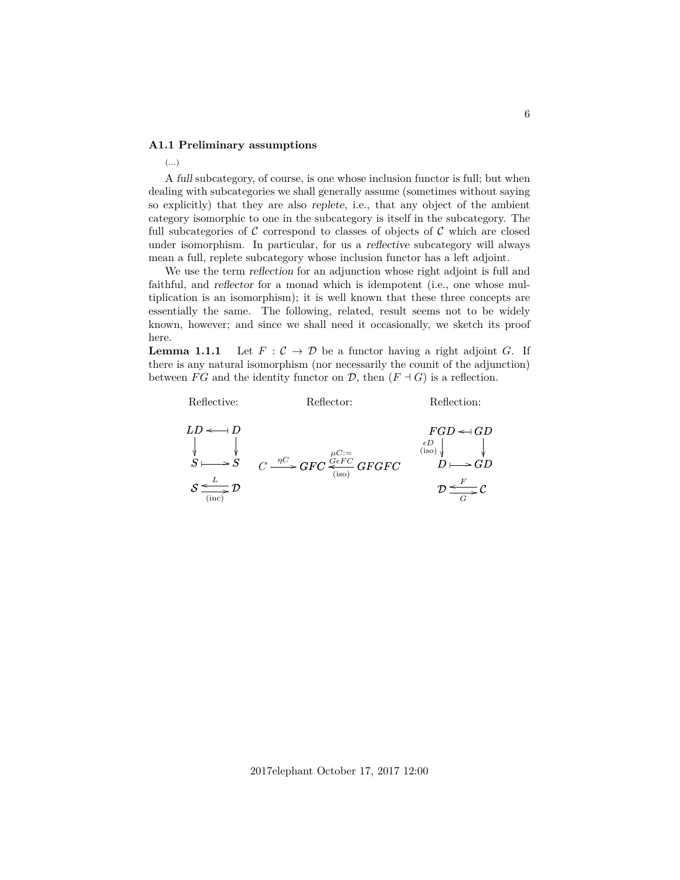### A1.1 Preliminary assumptions

(...)

A *full* subcategory, of course, is one whose inclusion functor is full; but when dealing with subcategories we shall generally assume (sometimes without saying so explicitly) that they are also *replete*, i.e., that any object of the ambient category isomorphic to one in the subcategory is itself in the subcategory. The full subcategories of $\mathcal{C}$ correspond to classes of objects of $\mathcal{C}$ which are closed under isomorphism. In particular, for us a *reflective* subcategory will always mean a full, replete subcategory whose inclusion functor has a left adjoint.

We use the term *reflection* for an adjunction whose right adjoint is full and faithful, and *reflector* for a monad which is idempotent (i.e., one whose multiplication is an isomorphism); it is well known that these three concepts are essentially the same. The following, related, result seems not to be widely known, however; and since we shall need it occasionally, we sketch its proof here.

**Lemma 1.1.1** Let $F : \mathcal{C} \to \mathcal{D}$ be a functor having a right adjoint $G$. If there is any natural isomorphism (nor necessarily the counit of the adjunction) between $FG$ and the identity functor on $\mathcal{D}$, then $(F \dashv G)$ is a reflection.

| Reflective: | Reflector: | Reflection: |
| --- | --- | --- |
| $LD \leftarrow\!\!\shortmid D$, $S \mapsto S$, $\mathcal{S} \underset{\text{(inc)}}{\overset{L}{\leftrightarrows}} \mathcal{D}$ | $C \xrightarrow{\eta C} GFC \xleftarrow[\text{(iso)}]{\mu C := G\epsilon FC} GFGFC$ | $FGD \leftarrow\!\!\shortmid GD$, $\epsilon D$ (iso), $D \mapsto GD$, $\mathcal{D} \underset{G}{\overset{F}{\leftrightarrows}} \mathcal{C}$ |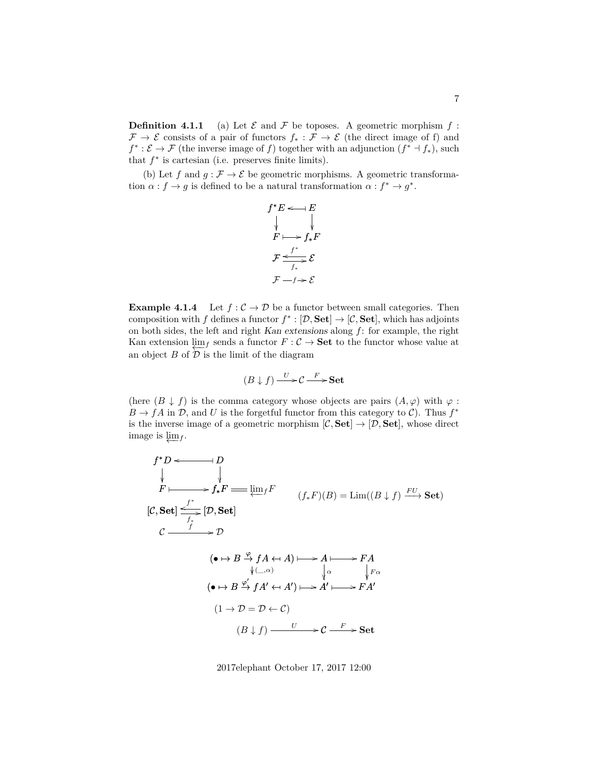**Definition 4.1.1** (a) Let $\mathcal{E}$ and $\mathcal{F}$ be toposes. A geometric morphism $f : \mathcal{F} \to \mathcal{E}$ consists of a pair of functors $f_* : \mathcal{F} \to \mathcal{E}$ (the direct image of f) and $f^* : \mathcal{E} \to \mathcal{F}$ (the inverse image of $f$) together with an adjunction $(f^* \dashv f_*)$, such that $f^*$ is cartesian (i.e. preserves finite limits).

(b) Let $f$ and $g : \mathcal{F} \to \mathcal{E}$ be geometric morphisms. A geometric transformation $\alpha : f \to g$ is defined to be a natural transformation $\alpha : f^* \to g^*$.

$$
\begin{array}{ccc}
f^*E & \leftarrow\!\shortmid & E \\
\downarrow & & \downarrow \\
F & \mapsto & f_*F
\end{array}
$$

$$
\mathcal{F} \underset{f_*}{\overset{f^*}{\rightleftarrows}} \mathcal{E}
$$

$$
\mathcal{F} \xrightarrow{\;f\;} \mathcal{E}
$$

**Example 4.1.4** Let $f : \mathcal{C} \to \mathcal{D}$ be a functor between small categories. Then composition with $f$ defines a functor $f^* : [\mathcal{D}, \mathbf{Set}] \to [\mathcal{C}, \mathbf{Set}]$, which has adjoints on both sides, the left and right *Kan extensions* along $f$: for example, the right Kan extension $\varprojlim_f$ sends a functor $F : \mathcal{C} \to \mathbf{Set}$ to the functor whose value at an object $B$ of $\mathcal{D}$ is the limit of the diagram

$$
(B \downarrow f) \xrightarrow{U} \mathcal{C} \xrightarrow{F} \mathbf{Set}
$$

(here $(B \downarrow f)$ is the comma category whose objects are pairs $(A, \varphi)$ with $\varphi : B \to fA$ in $\mathcal{D}$, and $U$ is the forgetful functor from this category to $\mathcal{C}$). Thus $f^*$ is the inverse image of a geometric morphism $[\mathcal{C}, \mathbf{Set}] \to [\mathcal{D}, \mathbf{Set}]$, whose direct image is $\varprojlim_f$.

$$
\begin{array}{ccccc}
f^*D & \leftarrow\!\shortmid & D & & \\
\downarrow & & \downarrow & & \\
F & \mapsto & f_*F & = & \varprojlim_f F
\end{array}
\qquad (f_*F)(B) = \mathrm{Lim}((B \downarrow f) \xrightarrow{FU} \mathbf{Set})
$$

$$
[\mathcal{C}, \mathbf{Set}] \underset{f_*}{\overset{f^*}{\rightleftarrows}} [\mathcal{D}, \mathbf{Set}]
$$

$$
\mathcal{C} \xrightarrow{\;f\;} \mathcal{D}
$$

$$
\begin{array}{ccccc}
(\bullet \mapsto B \overset{\varphi}{\to} fA \hookleftarrow A) & \mapsto & A & \mapsto & FA \\
\downarrow{\scriptstyle (\_,\alpha)} & & \downarrow{\scriptstyle \alpha} & & \downarrow{\scriptstyle F\alpha} \\
(\bullet \mapsto B \overset{\varphi'}{\to} fA' \hookleftarrow A') & \mapsto & A' & \mapsto & FA'
\end{array}
$$

$$
(1 \to \mathcal{D} = \mathcal{D} \leftarrow \mathcal{C})
$$

$$
(B \downarrow f) \xrightarrow{\quad U \quad} \mathcal{C} \xrightarrow{\;F\;} \mathbf{Set}
$$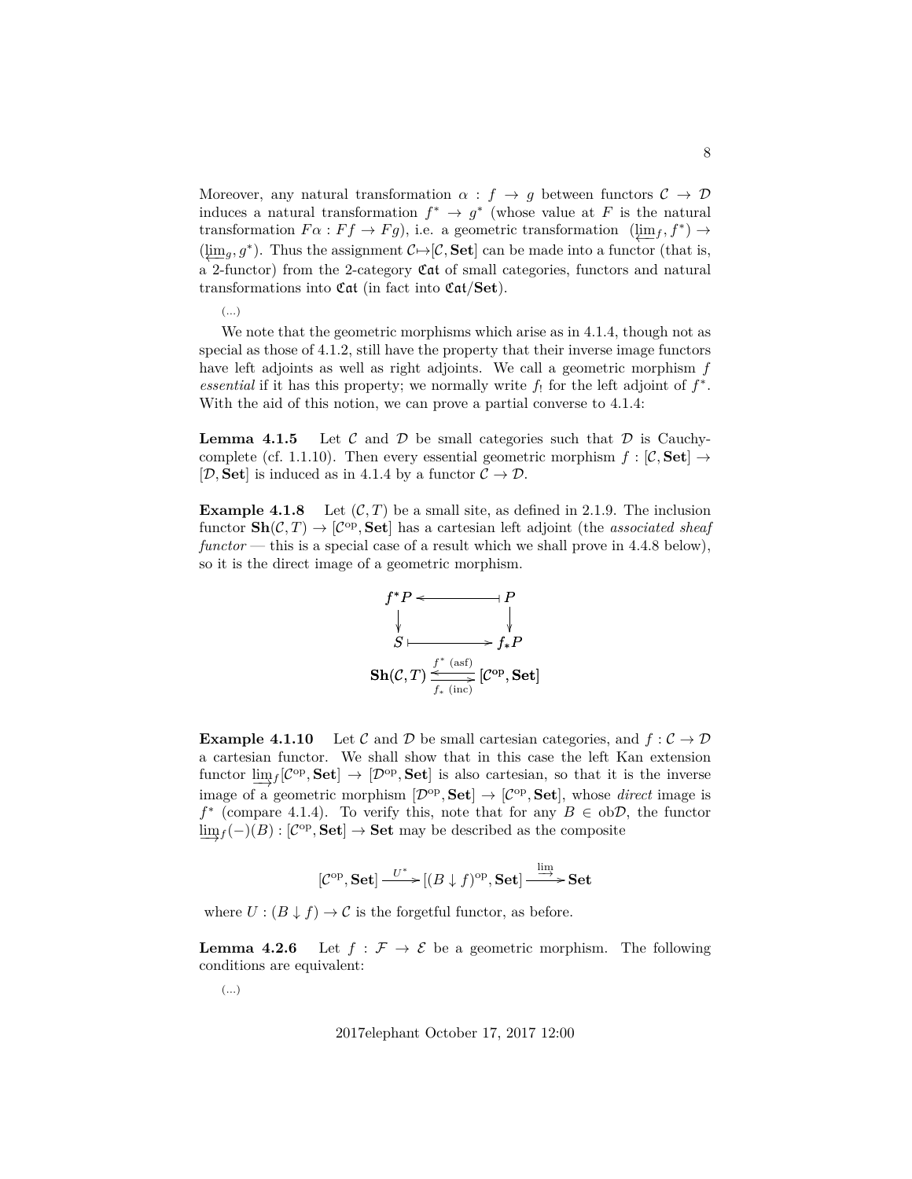Moreover, any natural transformation $\alpha : f \to g$ between functors $\mathcal{C} \to \mathcal{D}$ induces a natural transformation $f^* \to g^*$ (whose value at $F$ is the natural transformation $F\alpha : Ff \to Fg$), i.e. a geometric transformation $(\varprojlim_f, f^*) \to (\varprojlim_g, g^*)$. Thus the assignment $\mathcal{C} \mapsto [\mathcal{C}, \mathbf{Set}]$ can be made into a functor (that is, a 2-functor) from the 2-category $\mathfrak{Cat}$ of small categories, functors and natural transformations into $\mathfrak{Cat}$ (in fact into $\mathfrak{Cat}/\mathbf{Set}$).

(...)

We note that the geometric morphisms which arise as in 4.1.4, though not as special as those of 4.1.2, still have the property that their inverse image functors have left adjoints as well as right adjoints. We call a geometric morphism $f$ *essential* if it has this property; we normally write $f_!$ for the left adjoint of $f^*$. With the aid of this notion, we can prove a partial converse to 4.1.4:

**Lemma 4.1.5** Let $\mathcal{C}$ and $\mathcal{D}$ be small categories such that $\mathcal{D}$ is Cauchy-complete (cf. 1.1.10). Then every essential geometric morphism $f : [\mathcal{C}, \mathbf{Set}] \to [\mathcal{D}, \mathbf{Set}]$ is induced as in 4.1.4 by a functor $\mathcal{C} \to \mathcal{D}$.

**Example 4.1.8** Let $(\mathcal{C}, T)$ be a small site, as defined in 2.1.9. The inclusion functor $\mathbf{Sh}(\mathcal{C}, T) \to [\mathcal{C}^{\mathrm{op}}, \mathbf{Set}]$ has a cartesian left adjoint (the *associated sheaf functor* — this is a special case of a result which we shall prove in 4.4.8 below), so it is the direct image of a geometric morphism.

$$\begin{array}{ccc} f^*P & \longleftarrow\!\!\shortmid & P \\ \downarrow & & \downarrow \\ S & \longmapsto & f_*P \end{array}$$

$$\mathbf{Sh}(\mathcal{C}, T) \underset{f_*\ (\mathrm{inc})}{\overset{f^*\ (\mathrm{asf})}{\rightleftarrows}} [\mathcal{C}^{\mathrm{op}}, \mathbf{Set}]$$

**Example 4.1.10** Let $\mathcal{C}$ and $\mathcal{D}$ be small cartesian categories, and $f : \mathcal{C} \to \mathcal{D}$ a cartesian functor. We shall show that in this case the left Kan extension functor $\varinjlim_f [\mathcal{C}^{\mathrm{op}}, \mathbf{Set}] \to [\mathcal{D}^{\mathrm{op}}, \mathbf{Set}]$ is also cartesian, so that it is the inverse image of a geometric morphism $[\mathcal{D}^{\mathrm{op}}, \mathbf{Set}] \to [\mathcal{C}^{\mathrm{op}}, \mathbf{Set}]$, whose *direct* image is $f^*$ (compare 4.1.4). To verify this, note that for any $B \in \mathrm{ob}\mathcal{D}$, the functor $\varinjlim_f(-)(B) : [\mathcal{C}^{\mathrm{op}}, \mathbf{Set}] \to \mathbf{Set}$ may be described as the composite

$$[\mathcal{C}^{\mathrm{op}}, \mathbf{Set}] \xrightarrow{U^*} [(B \downarrow f)^{\mathrm{op}}, \mathbf{Set}] \xrightarrow{\varinjlim} \mathbf{Set}$$

where $U : (B \downarrow f) \to \mathcal{C}$ is the forgetful functor, as before.

**Lemma 4.2.6** Let $f : \mathcal{F} \to \mathcal{E}$ be a geometric morphism. The following conditions are equivalent:

(...)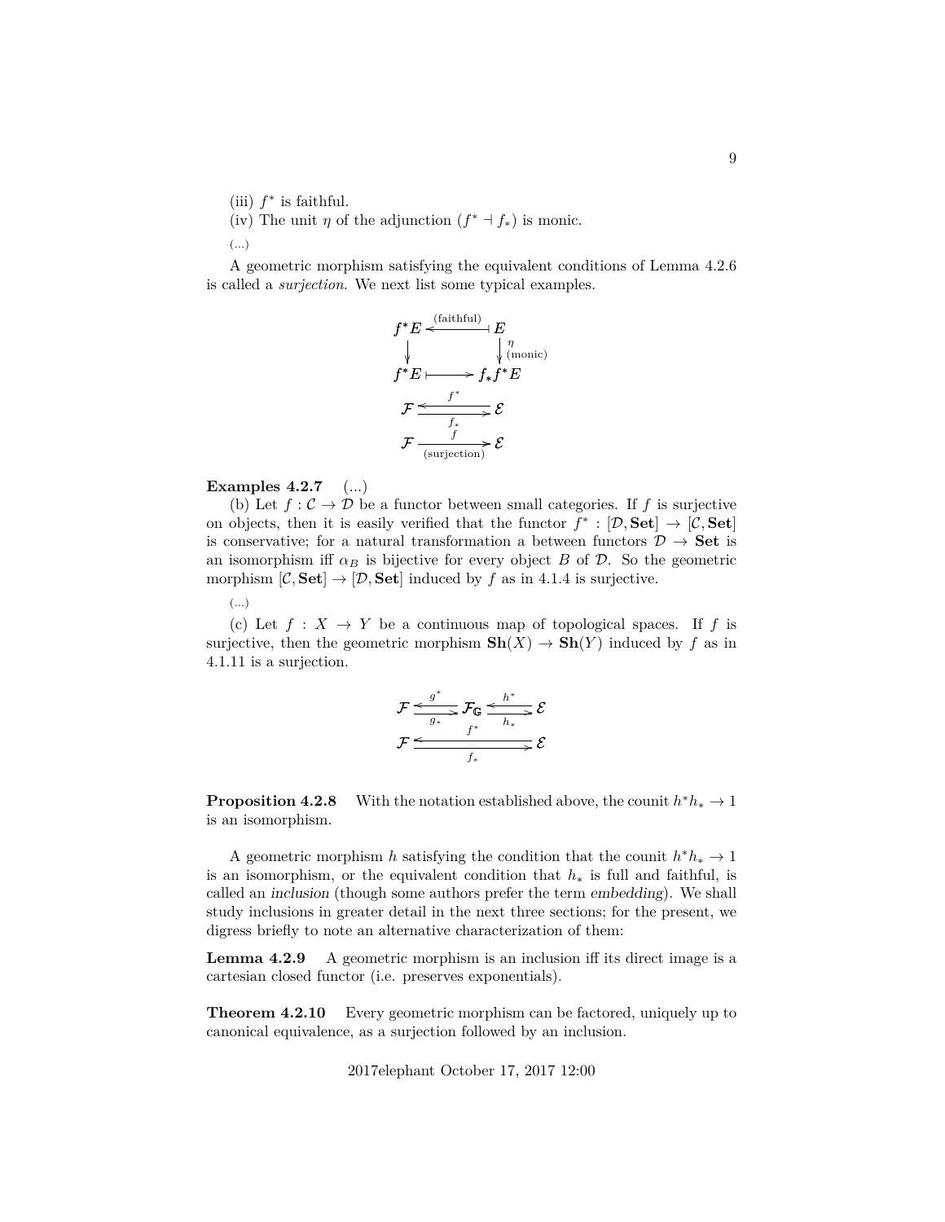(iii) $f^*$ is faithful.

(iv) The unit $\eta$ of the adjunction $(f^* \dashv f_*)$ is monic.

(...)

A geometric morphism satisfying the equivalent conditions of Lemma 4.2.6 is called a *surjection*. We next list some typical examples.

$$\begin{array}{ccc} f^*E & \xleftarrow{\text{(faithful)}} & E \\ \downarrow & & \downarrow \eta \ \text{(monic)} \\ f^*E & \longmapsto & f_*f^*E \end{array}$$

$$\mathcal{F} \underset{f_*}{\overset{f^*}{\rightleftarrows}} \mathcal{E}$$

$$\mathcal{F} \xrightarrow[\text{(surjection)}]{f} \mathcal{E}$$

**Examples 4.2.7** (...)

(b) Let $f : \mathcal{C} \to \mathcal{D}$ be a functor between small categories. If $f$ is surjective on objects, then it is easily verified that the functor $f^* : [\mathcal{D}, \mathbf{Set}] \to [\mathcal{C}, \mathbf{Set}]$ is conservative; for a natural transformation a between functors $\mathcal{D} \to \mathbf{Set}$ is an isomorphism iff $\alpha_B$ is bijective for every object $B$ of $\mathcal{D}$. So the geometric morphism $[\mathcal{C}, \mathbf{Set}] \to [\mathcal{D}, \mathbf{Set}]$ induced by $f$ as in 4.1.4 is surjective.

(...)

(c) Let $f : X \to Y$ be a continuous map of topological spaces. If $f$ is surjective, then the geometric morphism $\mathbf{Sh}(X) \to \mathbf{Sh}(Y)$ induced by $f$ as in 4.1.11 is a surjection.

$$\mathcal{F} \underset{g_*}{\overset{g^*}{\rightleftarrows}} \mathcal{F}_{\mathbb{G}} \underset{h_*}{\overset{h^*}{\rightleftarrows}} \mathcal{E}$$

$$\mathcal{F} \underset{f_*}{\overset{f^*}{\rightleftarrows}} \mathcal{E}$$

**Proposition 4.2.8** With the notation established above, the counit $h^*h_* \to 1$ is an isomorphism.

A geometric morphism $h$ satisfying the condition that the counit $h^*h_* \to 1$ is an isomorphism, or the equivalent condition that $h_*$ is full and faithful, is called an *inclusion* (though some authors prefer the term *embedding*). We shall study inclusions in greater detail in the next three sections; for the present, we digress briefly to note an alternative characterization of them:

**Lemma 4.2.9** A geometric morphism is an inclusion iff its direct image is a cartesian closed functor (i.e. preserves exponentials).

**Theorem 4.2.10** Every geometric morphism can be factored, uniquely up to canonical equivalence, as a surjection followed by an inclusion.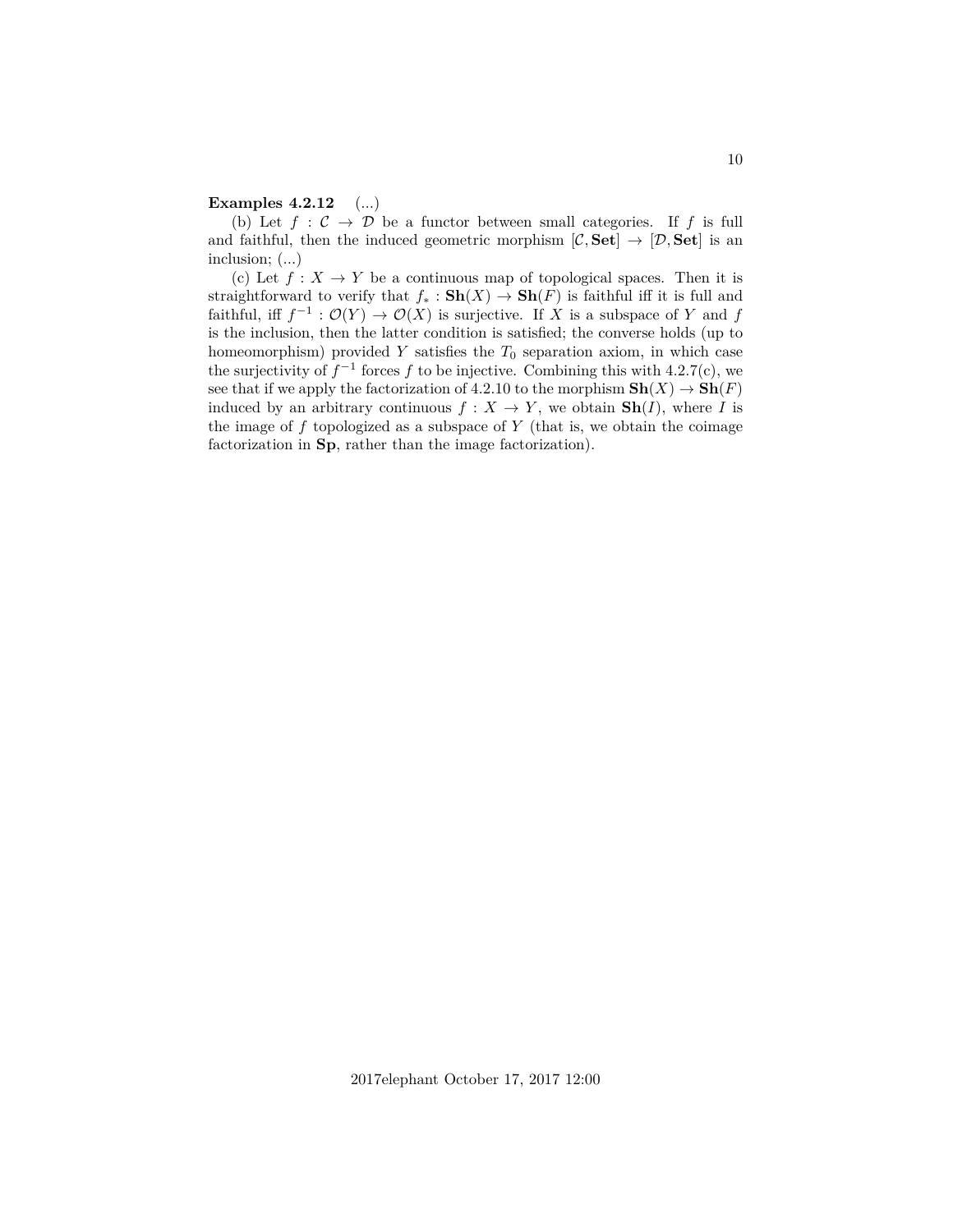**Examples 4.2.12** (...)

(b) Let $f : \mathcal{C} \to \mathcal{D}$ be a functor between small categories. If $f$ is full and faithful, then the induced geometric morphism $[\mathcal{C}, \mathbf{Set}] \to [\mathcal{D}, \mathbf{Set}]$ is an inclusion; (...)

(c) Let $f : X \to Y$ be a continuous map of topological spaces. Then it is straightforward to verify that $f_* : \mathbf{Sh}(X) \to \mathbf{Sh}(F)$ is faithful iff it is full and faithful, iff $f^{-1} : \mathcal{O}(Y) \to \mathcal{O}(X)$ is surjective. If $X$ is a subspace of $Y$ and $f$ is the inclusion, then the latter condition is satisfied; the converse holds (up to homeomorphism) provided $Y$ satisfies the $T_0$ separation axiom, in which case the surjectivity of $f^{-1}$ forces $f$ to be injective. Combining this with 4.2.7(c), we see that if we apply the factorization of 4.2.10 to the morphism $\mathbf{Sh}(X) \to \mathbf{Sh}(F)$ induced by an arbitrary continuous $f : X \to Y$, we obtain $\mathbf{Sh}(I)$, where $I$ is the image of $f$ topologized as a subspace of $Y$ (that is, we obtain the coimage factorization in $\mathbf{Sp}$, rather than the image factorization).

2017elephant October 17, 2017 12:00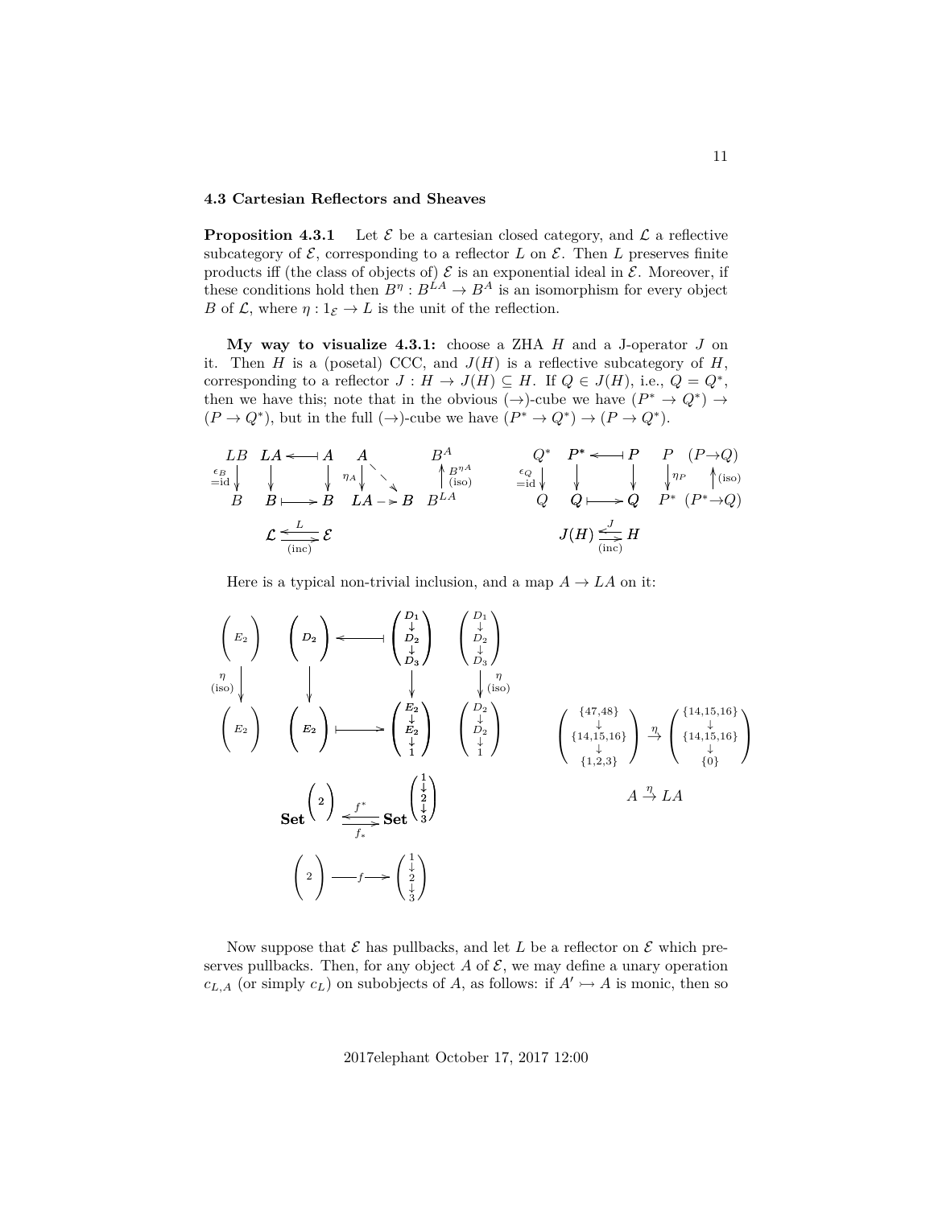### 4.3 Cartesian Reflectors and Sheaves

**Proposition 4.3.1** Let $\mathcal{E}$ be a cartesian closed category, and $\mathcal{L}$ a reflective subcategory of $\mathcal{E}$, corresponding to a reflector $L$ on $\mathcal{E}$. Then $L$ preserves finite products iff (the class of objects of) $\mathcal{E}$ is an exponential ideal in $\mathcal{E}$. Moreover, if these conditions hold then $B^\eta : B^{LA} \to B^A$ is an isomorphism for every object $B$ of $\mathcal{L}$, where $\eta : 1_{\mathcal{E}} \to L$ is the unit of the reflection.

**My way to visualize 4.3.1:** choose a ZHA $H$ and a J-operator $J$ on it. Then $H$ is a (posetal) CCC, and $J(H)$ is a reflective subcategory of $H$, corresponding to a reflector $J : H \to J(H) \subseteq H$. If $Q \in J(H)$, i.e., $Q = Q^*$, then we have this; note that in the obvious $(\to)$-cube we have $(P^* \to Q^*) \to (P \to Q^*)$, but in the full $(\to)$-cube we have $(P^* \to Q^*) \to (P \to Q^*)$.

$$
\begin{array}{ccccccc}
LB & LA \longleftarrow\!\!| \; A & A & & B^A & & Q^* & P^* \longleftarrow\!\!| \; P & P & (P{\to}Q) \\
{\scriptstyle \epsilon_B \, =\text{id}}\downarrow & \downarrow \qquad\quad \downarrow & {\scriptstyle \eta_A}\downarrow & \searrow & \uparrow{\scriptstyle B^{\eta A}\,(\text{iso})} & & {\scriptstyle \epsilon_Q\,=\text{id}}\downarrow & \downarrow \qquad\quad \downarrow & \downarrow{\scriptstyle \eta_P} & \uparrow{\scriptstyle (\text{iso})} \\
B & B \longmapsto B & LA & \dashrightarrow B & B^{LA} & & Q & Q \longmapsto Q & P^* & (P^*{\to}Q) \\
& \mathcal{L} \underset{(\text{inc})}{\overset{L}{\rightleftarrows}} \mathcal{E} & & & & & & J(H) \underset{(\text{inc})}{\overset{J}{\rightleftarrows}} H & &
\end{array}
$$

Here is a typical non-trivial inclusion, and a map $A \to LA$ on it:

$$
\begin{array}{cccc}
(E_2) & (D_2) \longleftarrow\!\!| & \begin{pmatrix} D_1 \\ \downarrow \\ D_2 \\ \downarrow \\ D_3 \end{pmatrix} & \begin{pmatrix} D_1 \\ \downarrow \\ D_2 \\ \downarrow \\ D_3 \end{pmatrix} \\
{\scriptstyle \eta\,(\text{iso})}\downarrow & \downarrow \qquad\qquad \downarrow & & \downarrow{\scriptstyle \eta\,(\text{iso})} \\
(E_2) & (E_2) \longmapsto & \begin{pmatrix} E_2 \\ \downarrow \\ E_2 \\ \downarrow \\ 1 \end{pmatrix} & \begin{pmatrix} D_2 \\ \downarrow \\ D_2 \\ \downarrow \\ 1 \end{pmatrix}
\end{array}
\qquad
\begin{pmatrix} \{47,48\} \\ \downarrow \\ \{14,15,16\} \\ \downarrow \\ \{1,2,3\} \end{pmatrix} \overset{\eta}{\to} \begin{pmatrix} \{14,15,16\} \\ \downarrow \\ \{14,15,16\} \\ \downarrow \\ \{0\} \end{pmatrix}
$$

$$
\mathbf{Set}^{(2)} \underset{f_*}{\overset{f^*}{\rightleftarrows}} \mathbf{Set}^{\begin{pmatrix} 1 \\ \downarrow \\ 2 \\ \downarrow \\ 3 \end{pmatrix}} \qquad\qquad A \overset{\eta}{\to} LA
$$

$$
(2) \xrightarrow{\;f\;} \begin{pmatrix} 1 \\ \downarrow \\ 2 \\ \downarrow \\ 3 \end{pmatrix}
$$

Now suppose that $\mathcal{E}$ has pullbacks, and let $L$ be a reflector on $\mathcal{E}$ which preserves pullbacks. Then, for any object $A$ of $\mathcal{E}$, we may define a unary operation $c_{L,A}$ (or simply $c_L$) on subobjects of $A$, as follows: if $A' \rightarrowtail A$ is monic, then so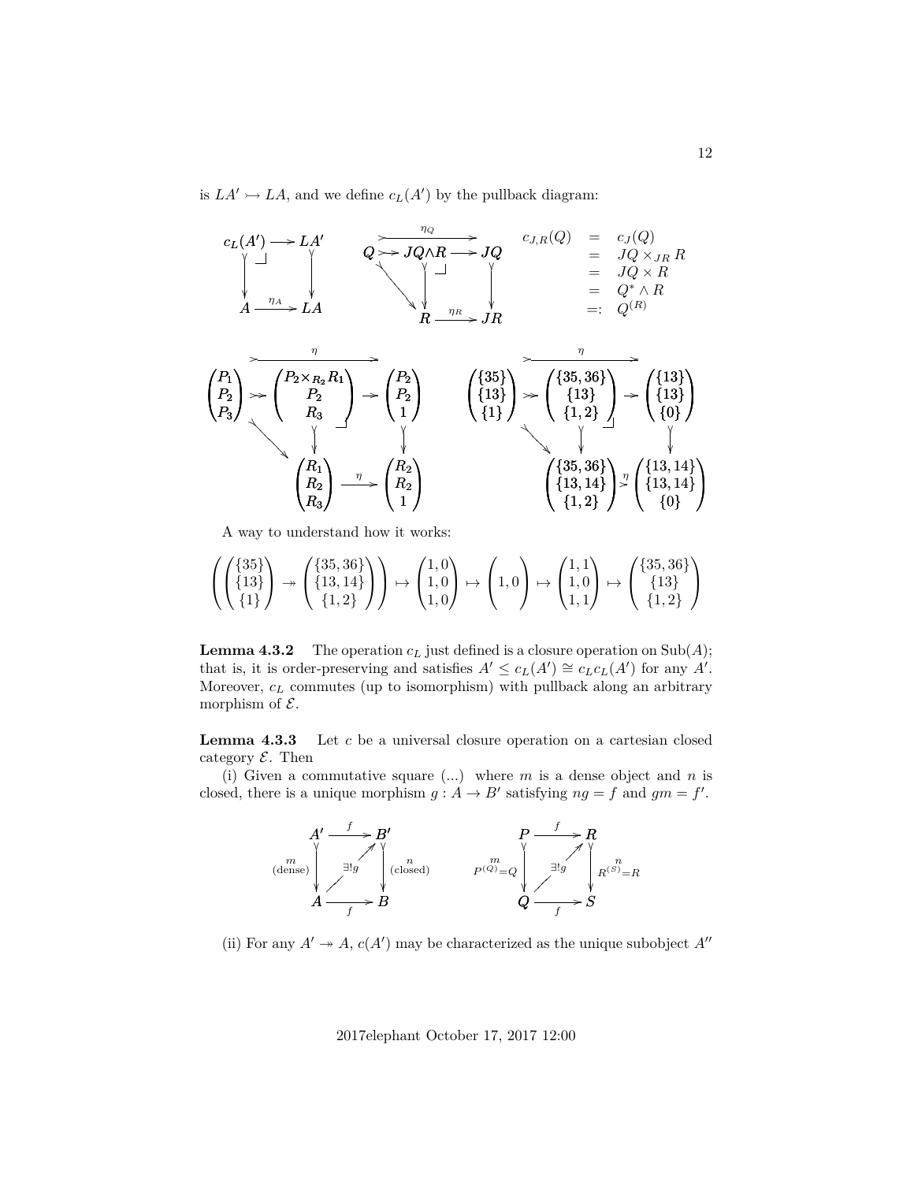is $LA' \rightarrowtail LA$, and we define $c_L(A')$ by the pullback diagram:

$$
\begin{array}{ccc}
c_L(A') & \longrightarrow & LA' \\
\downarrow & \lrcorner & \downarrow \\
A & \xrightarrow{\eta_A} & LA
\end{array}
\qquad
\begin{array}{ccccc}
Q & \rightarrowtail & JQ \wedge R & \longrightarrow & JQ \\
 & \searrow & \downarrow & \lrcorner & \downarrow \\
 & & R & \xrightarrow{\eta_R} & JR
\end{array}
\qquad (\text{with } \eta_Q : Q \to JQ \text{ across the top})
$$

$$
\begin{aligned}
c_{J,R}(Q) &= c_J(Q) \\
&= JQ \times_{JR} R \\
&= JQ \times R \\
&= Q^* \wedge R \\
&=: Q^{(R)}
\end{aligned}
$$

$$
\begin{pmatrix} P_1 \\ P_2 \\ P_3 \end{pmatrix} \rightarrowtail \begin{pmatrix} P_2 \times_{R_2} R_1 \\ P_2 \\ R_3 \end{pmatrix} \to \begin{pmatrix} P_2 \\ P_2 \\ 1 \end{pmatrix},
\qquad
\begin{pmatrix} P_2 \times_{R_2} R_1 \\ P_2 \\ R_3 \end{pmatrix} \to \begin{pmatrix} R_1 \\ R_2 \\ R_3 \end{pmatrix} \xrightarrow{\eta} \begin{pmatrix} R_2 \\ R_2 \\ 1 \end{pmatrix}
\qquad (\eta \text{ across the top})
$$

$$
\begin{pmatrix} \{35\} \\ \{13\} \\ \{1\} \end{pmatrix} \rightarrowtail \begin{pmatrix} \{35,36\} \\ \{13\} \\ \{1,2\} \end{pmatrix} \to \begin{pmatrix} \{13\} \\ \{13\} \\ \{0\} \end{pmatrix},
\qquad
\begin{pmatrix} \{35,36\} \\ \{13\} \\ \{1,2\} \end{pmatrix} \to \begin{pmatrix} \{35,36\} \\ \{13,14\} \\ \{1,2\} \end{pmatrix} \xrightarrow{\eta} \begin{pmatrix} \{13,14\} \\ \{13,14\} \\ \{0\} \end{pmatrix}
\qquad (\eta \text{ across the top})
$$

A way to understand how it works:

$$
\left( \begin{pmatrix} \{35\} \\ \{13\} \\ \{1\} \end{pmatrix} \twoheadrightarrow \begin{pmatrix} \{35,36\} \\ \{13,14\} \\ \{1,2\} \end{pmatrix} \right) \mapsto \begin{pmatrix} 1,0 \\ 1,0 \\ 1,0 \end{pmatrix} \mapsto \begin{pmatrix} 1,0 \end{pmatrix} \mapsto \begin{pmatrix} 1,1 \\ 1,0 \\ 1,1 \end{pmatrix} \mapsto \begin{pmatrix} \{35,36\} \\ \{13\} \\ \{1,2\} \end{pmatrix}
$$

**Lemma 4.3.2** The operation $c_L$ just defined is a closure operation on $\mathrm{Sub}(A)$; that is, it is order-preserving and satisfies $A' \leq c_L(A') \cong c_L c_L(A')$ for any $A'$. Moreover, $c_L$ commutes (up to isomorphism) with pullback along an arbitrary morphism of $\mathcal{E}$.

**Lemma 4.3.3** Let $c$ be a universal closure operation on a cartesian closed category $\mathcal{E}$. Then

(i) Given a commutative square (...) where $m$ is a dense object and $n$ is closed, there is a unique morphism $g : A \to B'$ satisfying $ng = f$ and $gm = f'$.

$$
\begin{array}{ccc}
A' & \xrightarrow{f} & B' \\
m \ (\text{dense}) \downarrow & \overset{\exists! g}{\nearrow} & \downarrow n \ (\text{closed}) \\
A & \xrightarrow{f} & B
\end{array}
\qquad
\begin{array}{ccc}
P & \xrightarrow{f} & R \\
m \ (P^{(Q)} = Q) \downarrow & \overset{\exists! g}{\nearrow} & \downarrow n \ (R^{(S)} = R) \\
Q & \xrightarrow{f} & S
\end{array}
$$

(ii) For any $A' \twoheadrightarrow A$, $c(A')$ may be characterized as the unique subobject $A''$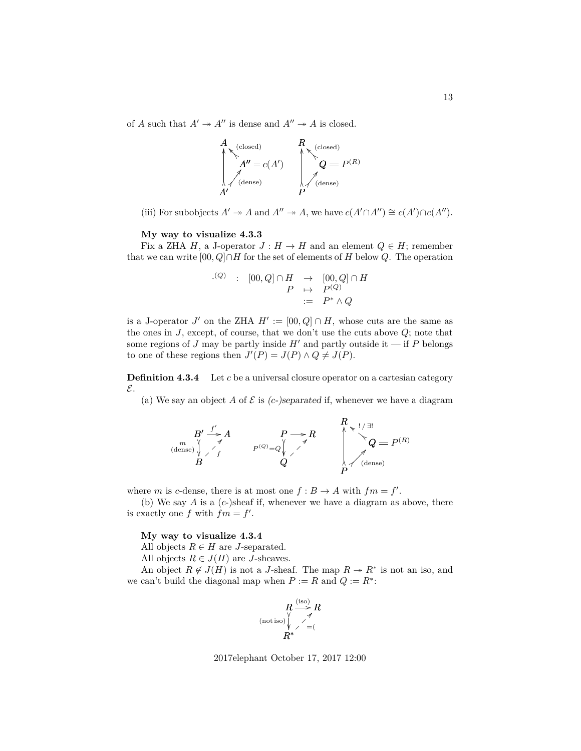of $A$ such that $A' \rightarrowtail A''$ is dense and $A'' \rightarrowtail A$ is closed.

$$
\begin{array}{ccc}
A & & R \\
\uparrow \nwarrow \text{(closed)} & & \uparrow \nwarrow \text{(closed)} \\
\quad A'' = c(A') & & \quad Q = P^{(R)} \\
\uparrow \nearrow \text{(dense)} & & \uparrow \nearrow \text{(dense)} \\
A' & & P
\end{array}
$$

(iii) For subobjects $A' \rightarrowtail A$ and $A'' \rightarrowtail A$, we have $c(A' \cap A'') \cong c(A') \cap c(A'')$.

**My way to visualize 4.3.3**

Fix a ZHA $H$, a J-operator $J : H \to H$ and an element $Q \in H$; remember that we can write $[00, Q] \cap H$ for the set of elements of $H$ below $Q$. The operation

$$
\begin{array}{rcl}
\cdot^{(Q)} \quad : \quad [00, Q] \cap H & \to & [00, Q] \cap H \\
P & \mapsto & P^{(Q)} \\
& := & P^* \wedge Q
\end{array}
$$

is a J-operator $J'$ on the ZHA $H' := [00, Q] \cap H$, whose cuts are the same as the ones in $J$, except, of course, that we don't use the cuts above $Q$; note that some regions of $J$ may be partly inside $H'$ and partly outside it — if $P$ belongs to one of these regions then $J'(P) = J(P) \wedge Q \neq J(P)$.

**Definition 4.3.4** Let $c$ be a universal closure operator on a cartesian category $\mathcal{E}$.

(a) We say an object $A$ of $\mathcal{E}$ is *(c-)separated* if, whenever we have a diagram

$$
\begin{array}{ccc}
B' \xrightarrow{f'} A & \qquad P \longrightarrow R & \qquad R \\
m \text{ (dense)} \downarrow \nearrow f & \qquad P^{(Q)}{=}Q \downarrow \nearrow & \qquad \uparrow \nwarrow \; !/\exists! \quad Q = P^{(R)} \\
B & \qquad Q & \qquad \uparrow \nearrow \text{(dense)} \\
& & \qquad P
\end{array}
$$

where $m$ is $c$-dense, there is at most one $f : B \to A$ with $fm = f'$.

(b) We say $A$ is a $(c$-$)$sheaf if, whenever we have a diagram as above, there is exactly one $f$ with $fm = f'$.

**My way to visualize 4.3.4**

All objects $R \in H$ are $J$-separated.

All objects $R \in J(H)$ are $J$-sheaves.

An object $R \notin J(H)$ is not a $J$-sheaf. The map $R \rightarrowtail R^*$ is not an iso, and we can't build the diagonal map when $P := R$ and $Q := R^*$:

$$
\begin{array}{c}
R \xrightarrow{\text{(iso)}} R \\
\text{(not iso)} \downarrow \nearrow \;{=}( \\
R^*
\end{array}
$$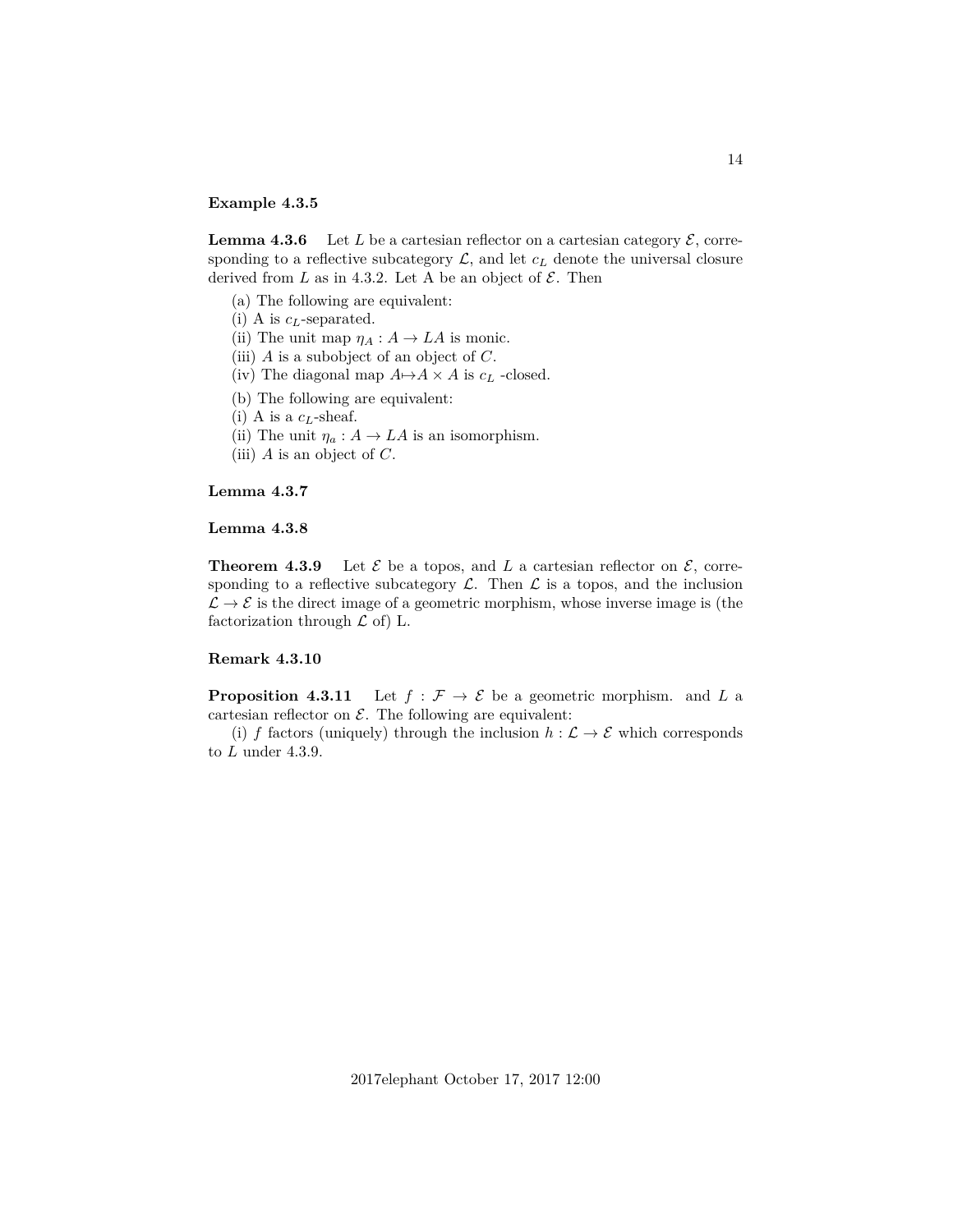**Example 4.3.5**

**Lemma 4.3.6** Let $L$ be a cartesian reflector on a cartesian category $\mathcal{E}$, corresponding to a reflective subcategory $\mathcal{L}$, and let $c_L$ denote the universal closure derived from $L$ as in 4.3.2. Let A be an object of $\mathcal{E}$. Then

(a) The following are equivalent:

(i) A is $c_L$-separated.

(ii) The unit map $\eta_A : A \to LA$ is monic.

(iii) $A$ is a subobject of an object of $C$.

(iv) The diagonal map $A \rightarrowtail A \times A$ is $c_L$ -closed.

(b) The following are equivalent:

(i) A is a $c_L$-sheaf.

(ii) The unit $\eta_a : A \to LA$ is an isomorphism.

(iii) $A$ is an object of $C$.

**Lemma 4.3.7**

**Lemma 4.3.8**

**Theorem 4.3.9** Let $\mathcal{E}$ be a topos, and $L$ a cartesian reflector on $\mathcal{E}$, corresponding to a reflective subcategory $\mathcal{L}$. Then $\mathcal{L}$ is a topos, and the inclusion $\mathcal{L} \to \mathcal{E}$ is the direct image of a geometric morphism, whose inverse image is (the factorization through $\mathcal{L}$ of) L.

**Remark 4.3.10**

**Proposition 4.3.11** Let $f : \mathcal{F} \to \mathcal{E}$ be a geometric morphism. and $L$ a cartesian reflector on $\mathcal{E}$. The following are equivalent:

(i) $f$ factors (uniquely) through the inclusion $h : \mathcal{L} \to \mathcal{E}$ which corresponds to $L$ under 4.3.9.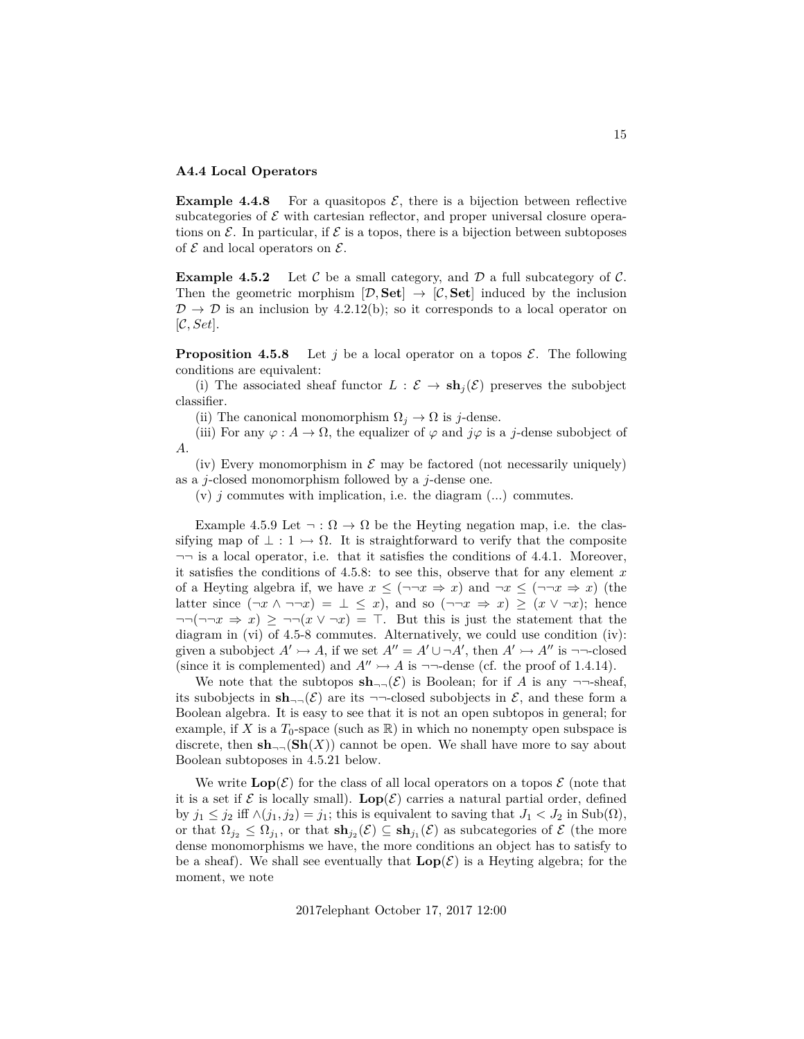**A4.4 Local Operators**

**Example 4.4.8** For a quasitopos $\mathcal{E}$, there is a bijection between reflective subcategories of $\mathcal{E}$ with cartesian reflector, and proper universal closure operations on $\mathcal{E}$. In particular, if $\mathcal{E}$ is a topos, there is a bijection between subtoposes of $\mathcal{E}$ and local operators on $\mathcal{E}$.

**Example 4.5.2** Let $\mathcal{C}$ be a small category, and $\mathcal{D}$ a full subcategory of $\mathcal{C}$. Then the geometric morphism $[\mathcal{D}, \mathbf{Set}] \to [\mathcal{C}, \mathbf{Set}]$ induced by the inclusion $\mathcal{D} \to \mathcal{D}$ is an inclusion by 4.2.12(b); so it corresponds to a local operator on $[\mathcal{C}, Set]$.

**Proposition 4.5.8** Let $j$ be a local operator on a topos $\mathcal{E}$. The following conditions are equivalent:

(i) The associated sheaf functor $L : \mathcal{E} \to \mathbf{sh}_j(\mathcal{E})$ preserves the subobject classifier.

(ii) The canonical monomorphism $\Omega_j \to \Omega$ is $j$-dense.

(iii) For any $\varphi : A \to \Omega$, the equalizer of $\varphi$ and $j\varphi$ is a $j$-dense subobject of $A$.

(iv) Every monomorphism in $\mathcal{E}$ may be factored (not necessarily uniquely) as a $j$-closed monomorphism followed by a $j$-dense one.

(v) $j$ commutes with implication, i.e. the diagram (...) commutes.

Example 4.5.9 Let $\neg : \Omega \to \Omega$ be the Heyting negation map, i.e. the classifying map of $\bot : 1 \rightarrowtail \Omega$. It is straightforward to verify that the composite $\neg\neg$ is a local operator, i.e. that it satisfies the conditions of 4.4.1. Moreover, it satisfies the conditions of 4.5.8: to see this, observe that for any element $x$ of a Heyting algebra if, we have $x \leq (\neg\neg x \Rightarrow x)$ and $\neg x \leq (\neg\neg x \Rightarrow x)$ (the latter since $(\neg x \wedge \neg\neg x) = \bot \leq x$), and so $(\neg\neg x \Rightarrow x) \geq (x \vee \neg x)$; hence $\neg\neg(\neg\neg x \Rightarrow x) \geq \neg\neg(x \vee \neg x) = \top$. But this is just the statement that the diagram in (vi) of 4.5-8 commutes. Alternatively, we could use condition (iv): given a subobject $A' \rightarrowtail A$, if we set $A'' = A' \cup \neg A'$, then $A' \rightarrowtail A''$ is $\neg\neg$-closed (since it is complemented) and $A'' \rightarrowtail A$ is $\neg\neg$-dense (cf. the proof of 1.4.14).

We note that the subtopos $\mathbf{sh}_{\neg\neg}(\mathcal{E})$ is Boolean; for if $A$ is any $\neg\neg$-sheaf, its subobjects in $\mathbf{sh}_{\neg\neg}(\mathcal{E})$ are its $\neg\neg$-closed subobjects in $\mathcal{E}$, and these form a Boolean algebra. It is easy to see that it is not an open subtopos in general; for example, if $X$ is a $T_0$-space (such as $\mathbb{R}$) in which no nonempty open subspace is discrete, then $\mathbf{sh}_{\neg\neg}(\mathbf{Sh}(X))$ cannot be open. We shall have more to say about Boolean subtoposes in 4.5.21 below.

We write $\mathbf{Lop}(\mathcal{E})$ for the class of all local operators on a topos $\mathcal{E}$ (note that it is a set if $\mathcal{E}$ is locally small). $\mathbf{Lop}(\mathcal{E})$ carries a natural partial order, defined by $j_1 \leq j_2$ iff $\wedge(j_1, j_2) = j_1$; this is equivalent to saying that $J_1 < J_2$ in $\mathrm{Sub}(\Omega)$, or that $\Omega_{j_2} \leq \Omega_{j_1}$, or that $\mathbf{sh}_{j_2}(\mathcal{E}) \subseteq \mathbf{sh}_{j_1}(\mathcal{E})$ as subcategories of $\mathcal{E}$ (the more dense monomorphisms we have, the more conditions an object has to satisfy to be a sheaf). We shall see eventually that $\mathbf{Lop}(\mathcal{E})$ is a Heyting algebra; for the moment, we note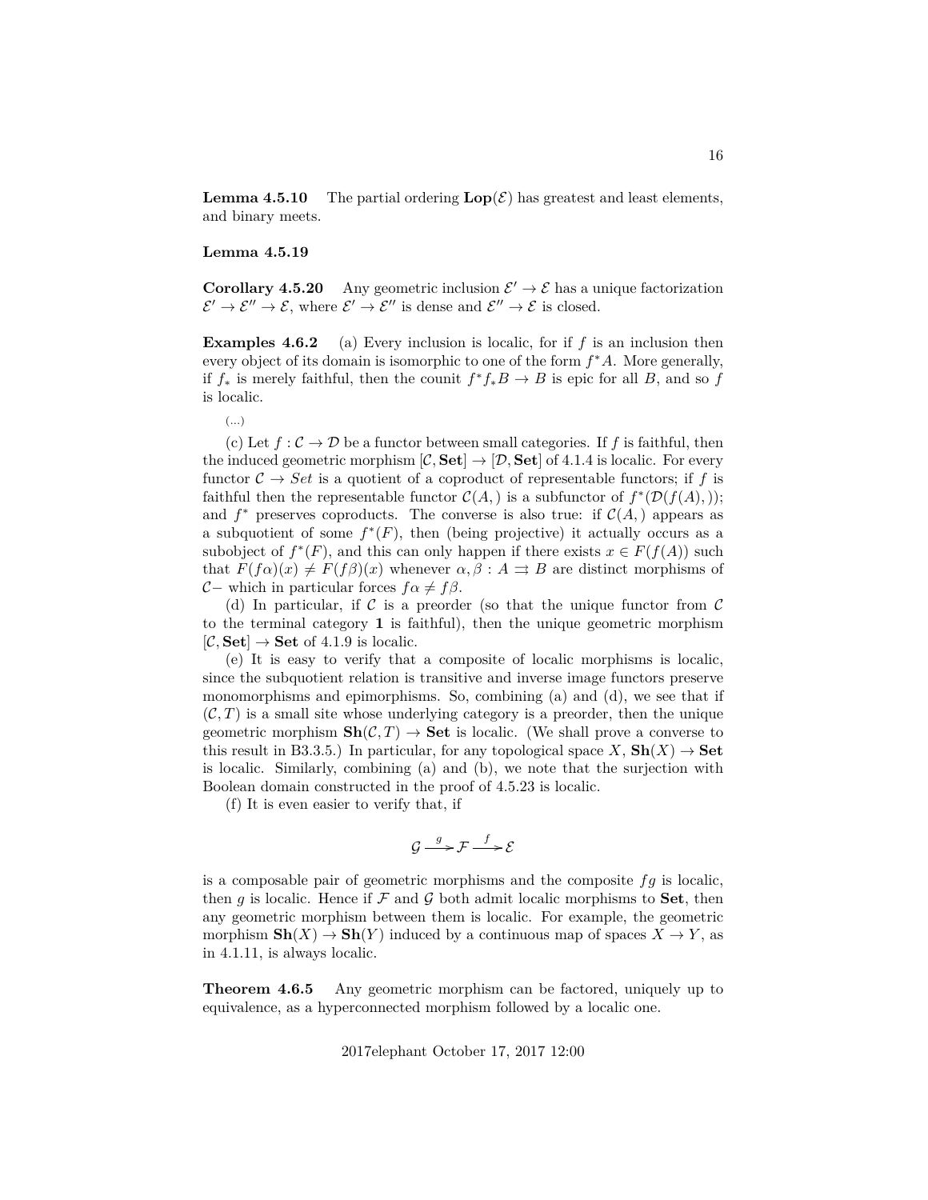**Lemma 4.5.10** The partial ordering $\mathbf{Lop}(\mathcal{E})$ has greatest and least elements, and binary meets.

**Lemma 4.5.19**

**Corollary 4.5.20** Any geometric inclusion $\mathcal{E}' \to \mathcal{E}$ has a unique factorization $\mathcal{E}' \to \mathcal{E}'' \to \mathcal{E}$, where $\mathcal{E}' \to \mathcal{E}''$ is dense and $\mathcal{E}'' \to \mathcal{E}$ is closed.

**Examples 4.6.2** (a) Every inclusion is localic, for if $f$ is an inclusion then every object of its domain is isomorphic to one of the form $f^*A$. More generally, if $f_*$ is merely faithful, then the counit $f^*f_*B \to B$ is epic for all $B$, and so $f$ is localic.

(...)

(c) Let $f : \mathcal{C} \to \mathcal{D}$ be a functor between small categories. If $f$ is faithful, then the induced geometric morphism $[\mathcal{C}, \mathbf{Set}] \to [\mathcal{D}, \mathbf{Set}]$ of 4.1.4 is localic. For every functor $\mathcal{C} \to Set$ is a quotient of a coproduct of representable functors; if $f$ is faithful then the representable functor $\mathcal{C}(A, )$ is a subfunctor of $f^*(\mathcal{D}(f(A), ))$; and $f^*$ preserves coproducts. The converse is also true: if $\mathcal{C}(A, )$ appears as a subquotient of some $f^*(F)$, then (being projective) it actually occurs as a subobject of $f^*(F)$, and this can only happen if there exists $x \in F(f(A))$ such that $F(f\alpha)(x) \neq F(f\beta)(x)$ whenever $\alpha, \beta : A \rightrightarrows B$ are distinct morphisms of $\mathcal{C}-$ which in particular forces $f\alpha \neq f\beta$.

(d) In particular, if $\mathcal{C}$ is a preorder (so that the unique functor from $\mathcal{C}$ to the terminal category $\mathbf{1}$ is faithful), then the unique geometric morphism $[\mathcal{C}, \mathbf{Set}] \to \mathbf{Set}$ of 4.1.9 is localic.

(e) It is easy to verify that a composite of localic morphisms is localic, since the subquotient relation is transitive and inverse image functors preserve monomorphisms and epimorphisms. So, combining (a) and (d), we see that if $(\mathcal{C}, T)$ is a small site whose underlying category is a preorder, then the unique geometric morphism $\mathbf{Sh}(\mathcal{C}, T) \to \mathbf{Set}$ is localic. (We shall prove a converse to this result in B3.3.5.) In particular, for any topological space $X$, $\mathbf{Sh}(X) \to \mathbf{Set}$ is localic. Similarly, combining (a) and (b), we note that the surjection with Boolean domain constructed in the proof of 4.5.23 is localic.

(f) It is even easier to verify that, if

$$\mathcal{G} \xrightarrow{g} \mathcal{F} \xrightarrow{f} \mathcal{E}$$

is a composable pair of geometric morphisms and the composite $fg$ is localic, then $g$ is localic. Hence if $\mathcal{F}$ and $\mathcal{G}$ both admit localic morphisms to $\mathbf{Set}$, then any geometric morphism between them is localic. For example, the geometric morphism $\mathbf{Sh}(X) \to \mathbf{Sh}(Y)$ induced by a continuous map of spaces $X \to Y$, as in 4.1.11, is always localic.

**Theorem 4.6.5** Any geometric morphism can be factored, uniquely up to equivalence, as a hyperconnected morphism followed by a localic one.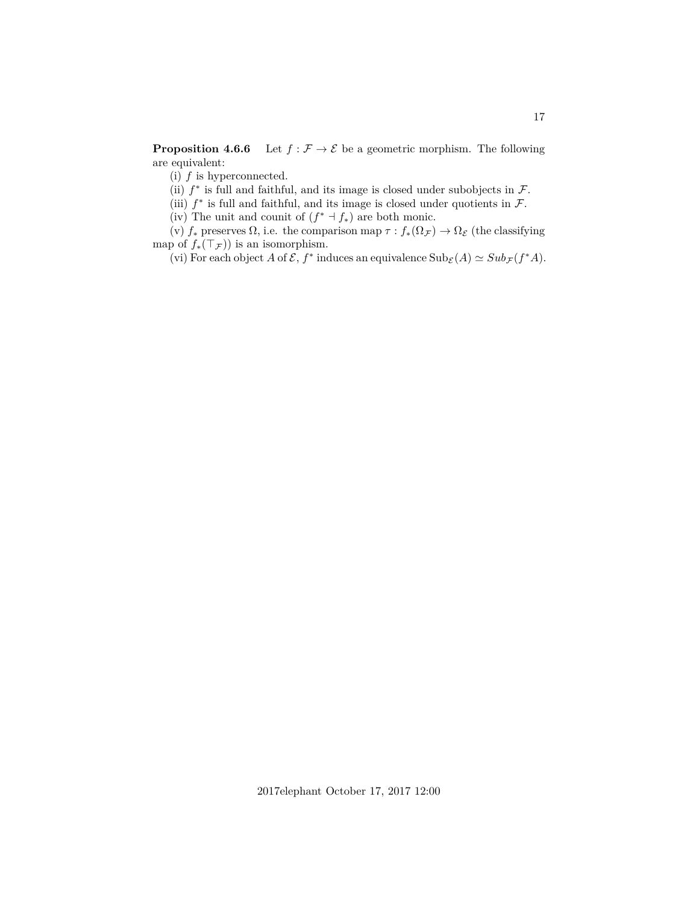**Proposition 4.6.6** Let $f : \mathcal{F} \to \mathcal{E}$ be a geometric morphism. The following are equivalent:

(i) $f$ is hyperconnected.

(ii) $f^*$ is full and faithful, and its image is closed under subobjects in $\mathcal{F}$.

(iii) $f^*$ is full and faithful, and its image is closed under quotients in $\mathcal{F}$.

(iv) The unit and counit of $(f^* \dashv f_*)$ are both monic.

(v) $f_*$ preserves $\Omega$, i.e. the comparison map $\tau : f_*(\Omega_{\mathcal{F}}) \to \Omega_{\mathcal{E}}$ (the classifying map of $f_*(\top_{\mathcal{F}})$) is an isomorphism.

(vi) For each object $A$ of $\mathcal{E}$, $f^*$ induces an equivalence $\mathrm{Sub}_{\mathcal{E}}(A) \simeq Sub_{\mathcal{F}}(f^*A)$.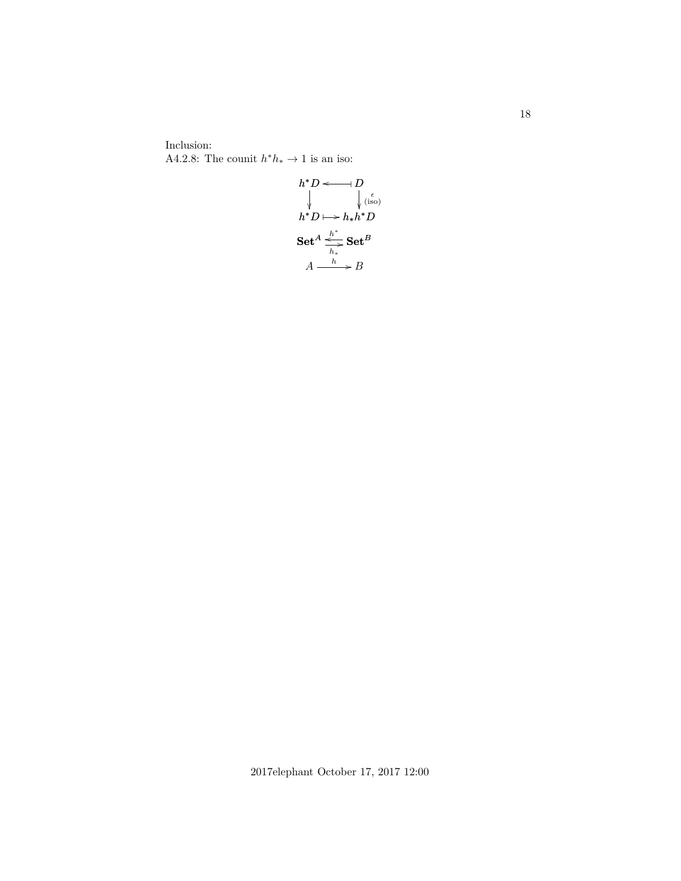Inclusion:
A4.2.8: The counit $h^*h_* \to 1$ is an iso:

$$
\begin{array}{ccc}
h^*D & \longleftarrow\!\!\!\mid & D \\
\downarrow & & \downarrow \, {\scriptstyle \epsilon \atop \text{(iso)}} \\
h^*D & \longmapsto & h_*h^*D
\end{array}
$$

$$
\mathbf{Set}^A \underset{h_*}{\overset{h^*}{\leftrightarrows}} \mathbf{Set}^B
$$

$$
A \xrightarrow{\;h\;} B
$$